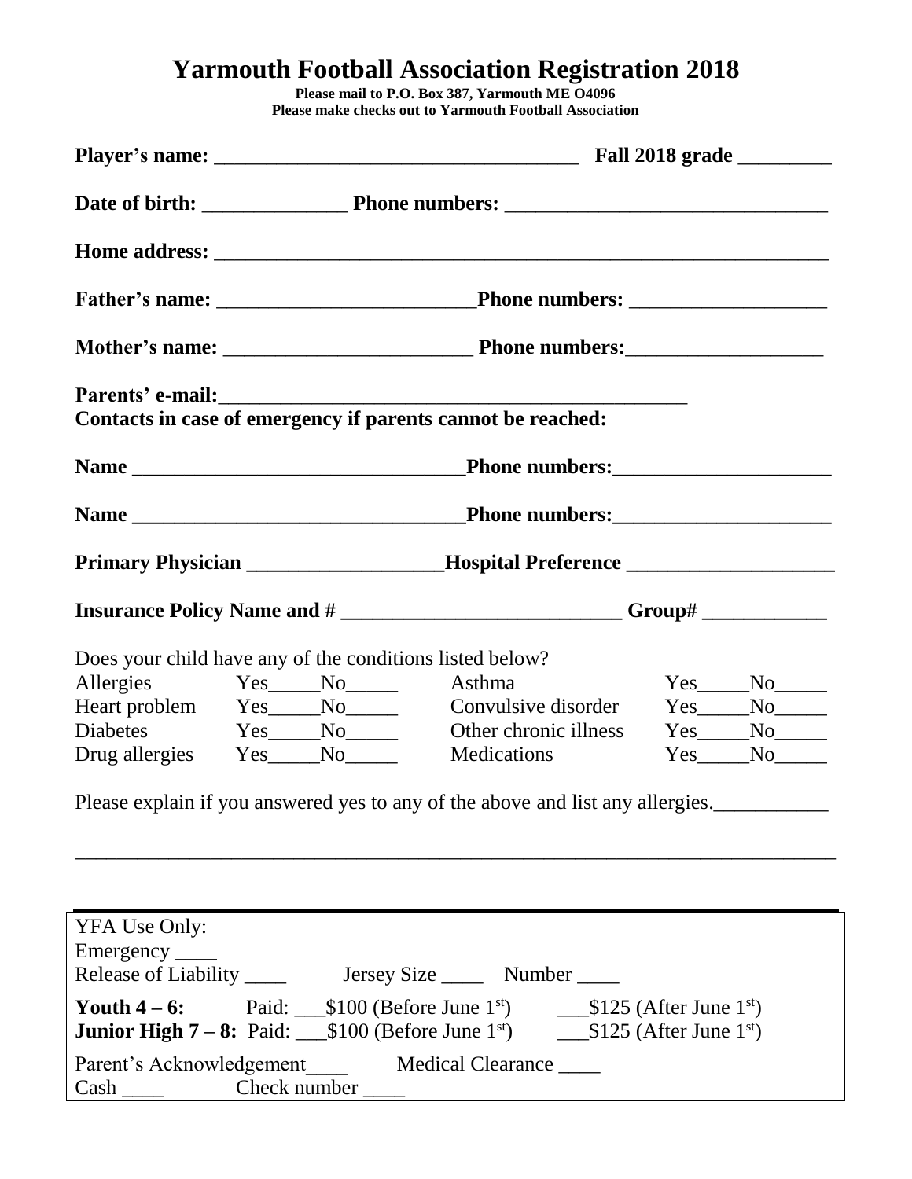# Yarmouth Football Association Registration 2018

**Please mail to P.O. Box 387, Yarmouth ME O4096**
**Please make checks out to Yarmouth Football Association**

**Player's name:** ___________________________________ **Fall 2018 grade** _________

**Date of birth:** ______________ **Phone numbers:** ______________________________

**Home address:** ____________________________________________________________

**Father's name:** _________________________**Phone numbers:** ___________________

**Mother's name:** ________________________ **Phone numbers:**___________________

**Parents' e-mail:**_______________________________________________

**Contacts in case of emergency if parents cannot be reached:**

**Name** ________________________________**Phone numbers:**_____________________

**Name** ________________________________**Phone numbers:**_____________________

**Primary Physician** ___________________**Hospital Preference** ____________________

**Insurance Policy Name and #** ___________________________ **Group#** ____________

Does your child have any of the conditions listed below?

| | | | |
|---|---|---|---|
| Allergies | Yes_____No_____ | Asthma | Yes_____No_____ |
| Heart problem | Yes_____No_____ | Convulsive disorder | Yes_____No_____ |
| Diabetes | Yes_____No_____ | Other chronic illness | Yes_____No_____ |
| Drug allergies | Yes_____No_____ | Medications | Yes_____No_____ |

Please explain if you answered yes to any of the above and list any allergies.___________

_________________________________________________________________________

---

YFA Use Only:
Emergency ____
Release of Liability ____ Jersey Size ____ Number ____

**Youth 4 – 6:** Paid: ___$100 (Before June 1st) ___$125 (After June 1st)
**Junior High 7 – 8:** Paid: ___$100 (Before June 1st) ___$125 (After June 1st)

Parent's Acknowledgement____ Medical Clearance ____
Cash ____ Check number ____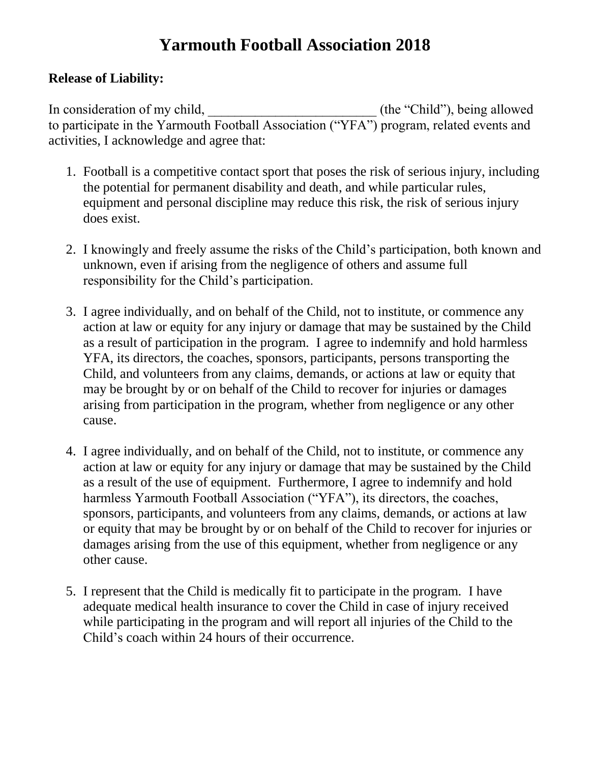# Yarmouth Football Association 2018

**Release of Liability:**

In consideration of my child, _________________________ (the "Child"), being allowed to participate in the Yarmouth Football Association ("YFA") program, related events and activities, I acknowledge and agree that:

1. Football is a competitive contact sport that poses the risk of serious injury, including the potential for permanent disability and death, and while particular rules, equipment and personal discipline may reduce this risk, the risk of serious injury does exist.

2. I knowingly and freely assume the risks of the Child's participation, both known and unknown, even if arising from the negligence of others and assume full responsibility for the Child's participation.

3. I agree individually, and on behalf of the Child, not to institute, or commence any action at law or equity for any injury or damage that may be sustained by the Child as a result of participation in the program. I agree to indemnify and hold harmless YFA, its directors, the coaches, sponsors, participants, persons transporting the Child, and volunteers from any claims, demands, or actions at law or equity that may be brought by or on behalf of the Child to recover for injuries or damages arising from participation in the program, whether from negligence or any other cause.

4. I agree individually, and on behalf of the Child, not to institute, or commence any action at law or equity for any injury or damage that may be sustained by the Child as a result of the use of equipment. Furthermore, I agree to indemnify and hold harmless Yarmouth Football Association ("YFA"), its directors, the coaches, sponsors, participants, and volunteers from any claims, demands, or actions at law or equity that may be brought by or on behalf of the Child to recover for injuries or damages arising from the use of this equipment, whether from negligence or any other cause.

5. I represent that the Child is medically fit to participate in the program. I have adequate medical health insurance to cover the Child in case of injury received while participating in the program and will report all injuries of the Child to the Child's coach within 24 hours of their occurrence.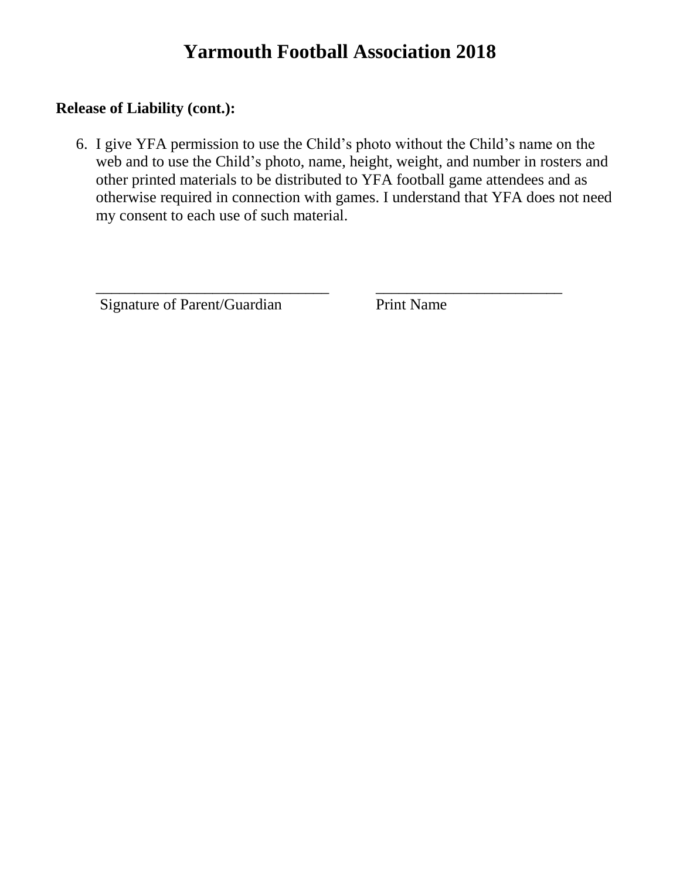# Yarmouth Football Association 2018

**Release of Liability (cont.):**

6. I give YFA permission to use the Child's photo without the Child's name on the web and to use the Child's photo, name, height, weight, and number in rosters and other printed materials to be distributed to YFA football game attendees and as otherwise required in connection with games. I understand that YFA does not need my consent to each use of such material.

______________________________ ________________________

Signature of Parent/Guardian Print Name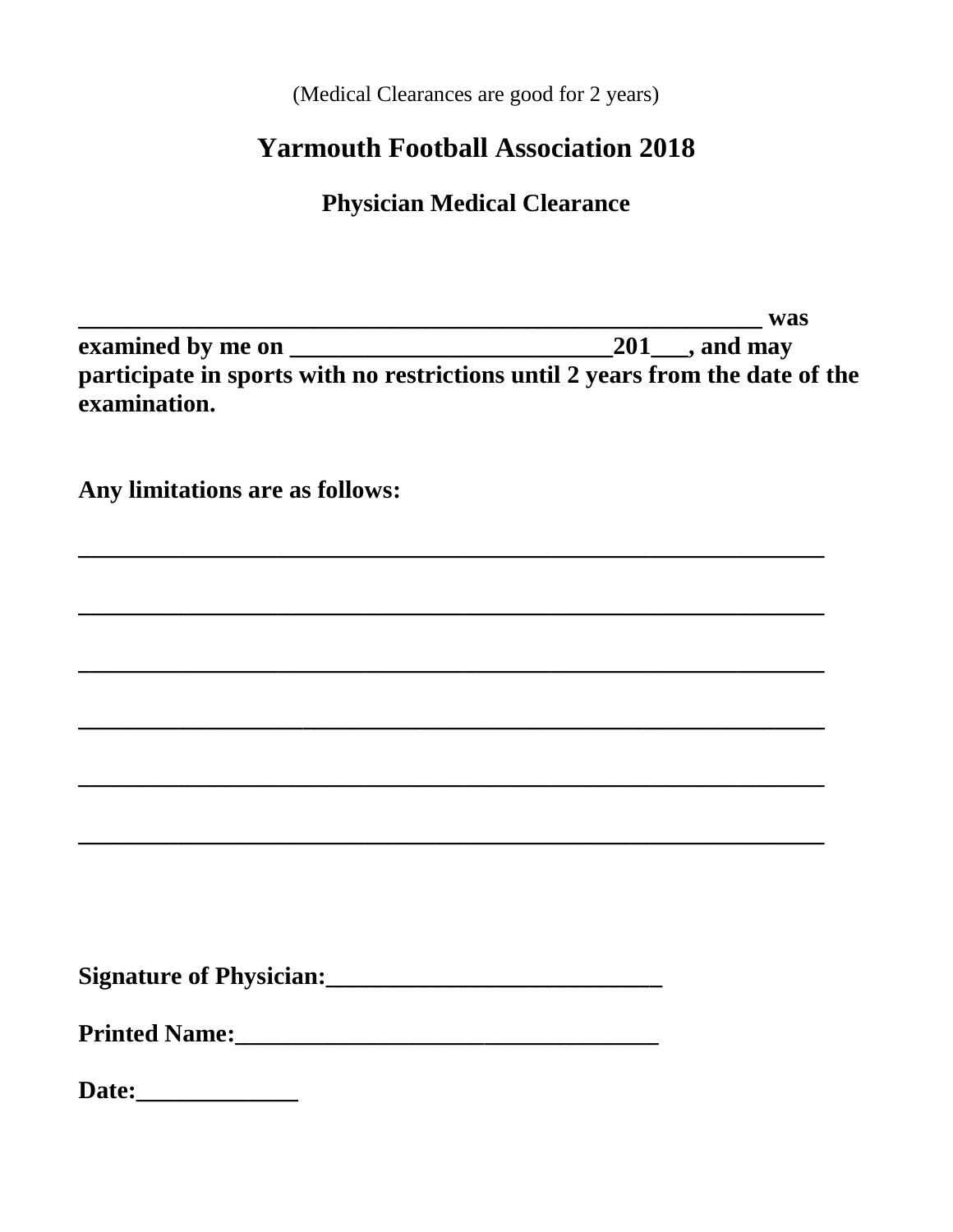(Medical Clearances are good for 2 years)

# Yarmouth Football Association 2018

## Physician Medical Clearance

**_________________________________________________________ was examined by me on ___________________________201___, and may participate in sports with no restrictions until 2 years from the date of the examination.**

**Any limitations are as follows:**

**_______________________________________________________________**

**_______________________________________________________________**

**_______________________________________________________________**

**_______________________________________________________________**

**_______________________________________________________________**

**_______________________________________________________________**

**Signature of Physician:____________________________**

**Printed Name:___________________________________**

**Date:_____________**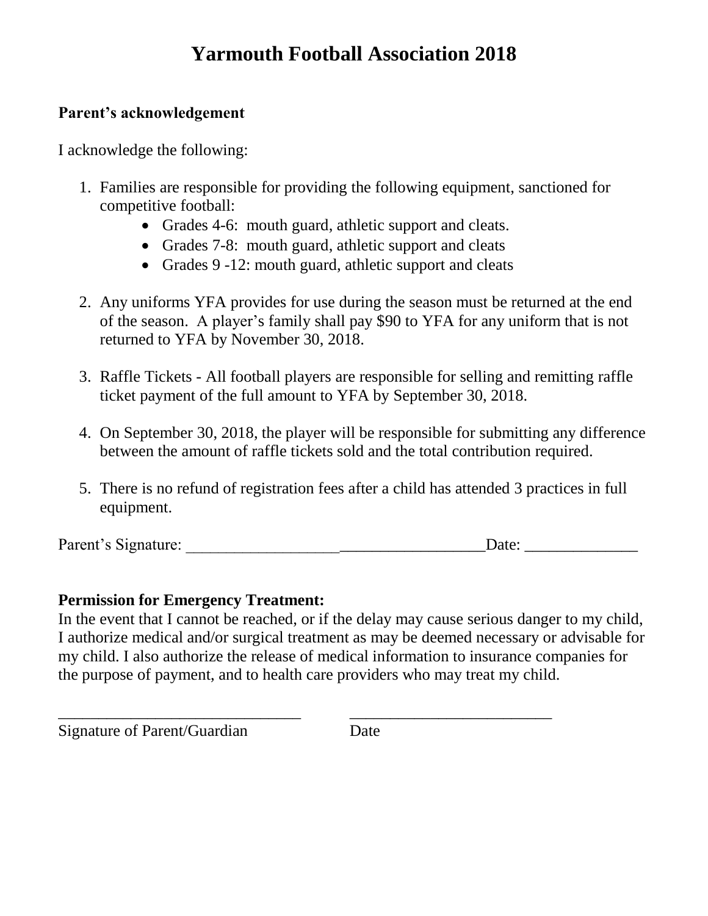# Yarmouth Football Association 2018

**Parent's acknowledgement**

I acknowledge the following:

1. Families are responsible for providing the following equipment, sanctioned for competitive football:
   - Grades 4-6: mouth guard, athletic support and cleats.
   - Grades 7-8: mouth guard, athletic support and cleats
   - Grades 9 -12: mouth guard, athletic support and cleats

2. Any uniforms YFA provides for use during the season must be returned at the end of the season. A player's family shall pay $90 to YFA for any uniform that is not returned to YFA by November 30, 2018.

3. Raffle Tickets - All football players are responsible for selling and remitting raffle ticket payment of the full amount to YFA by September 30, 2018.

4. On September 30, 2018, the player will be responsible for submitting any difference between the amount of raffle tickets sold and the total contribution required.

5. There is no refund of registration fees after a child has attended 3 practices in full equipment.

Parent's Signature: ____________________________________Date: ______________

**Permission for Emergency Treatment:**
In the event that I cannot be reached, or if the delay may cause serious danger to my child, I authorize medical and/or surgical treatment as may be deemed necessary or advisable for my child. I also authorize the release of medical information to insurance companies for the purpose of payment, and to health care providers who may treat my child.

______________________________ _________________________

Signature of Parent/Guardian Date